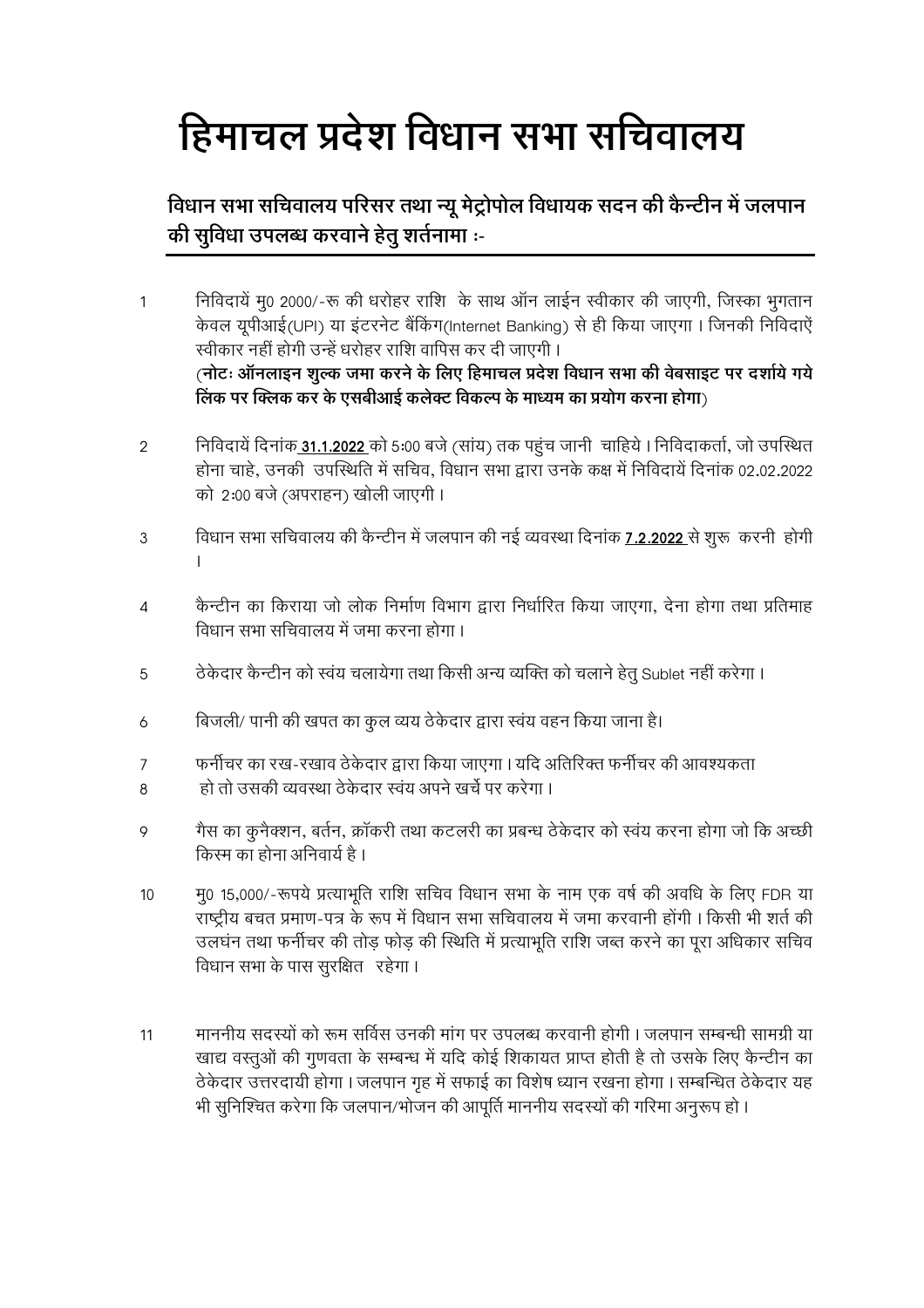# हिमाचल प्रदेश विधान सभा सचिवालय

**विधान सभा सचिवालय परिसर तथा न्यू मेट्रोपोल विधायक सदन की कैन्टीन में जलपान की सुविधा उपलब्ध करवाने हेतु शर्तनामा :-**

1. निविदायें मु0 2000/-रू की धरोहर राशि के साथ ऑन लाईन स्वीकार की जाएगी, जिस्का भुगतान केवल यूपीआई(UPI) या इंटरनेट बैंकिंग(Internet Banking) से ही किया जाएगा । जिनकी निविदाऐं स्वीकार नहीं होगी उन्हें धरोहर राशि वापिस कर दी जाएगी ।
   (**नोटः ऑनलाइन शुल्क जमा करने के लिए हिमाचल प्रदेश विधान सभा की वेबसाइट पर दर्शाये गये लिंक पर क्लिक कर के एसबीआई कलेक्ट विकल्प के माध्यम का प्रयोग करना होगा**)

2. निविदायें दिनांक **31.1.2022** को 5:00 बजे (सांय) तक पहुंच जानी चाहिये । निविदाकर्ता, जो उपस्थित होना चाहे, उनकी उपस्थिति में सचिव, विधान सभा द्वारा उनके कक्ष में निविदायें दिनांक 02.02.2022 को 2:00 बजे (अपराहन) खोली जाएगी ।

3. विधान सभा सचिवालय की कैन्टीन में जलपान की नई व्यवस्था दिनांक **7.2.2022** से शुरू करनी होगी ।

4. कैन्टीन का किराया जो लोक निर्माण विभाग द्वारा निर्धारित किया जाएगा, देना होगा तथा प्रतिमाह विधान सभा सचिवालय में जमा करना होगा ।

5. ठेकेदार कैन्टीन को स्वंय चलायेगा तथा किसी अन्य व्यक्ति को चलाने हेतु Sublet नहीं करेगा ।

6. बिजली/ पानी की खपत का कुल व्यय ठेकेदार द्वारा स्वंय वहन किया जाना है।

7. फर्नीचर का रख-रखाव ठेकेदार द्वारा किया जाएगा । यदि अतिरिक्त फर्नीचर की आवश्यकता
8. हो तो उसकी व्यवस्था ठेकेदार स्वंय अपने खर्चे पर करेगा ।

9. गैस का कुनैक्शन, बर्तन, क्रॉकरी तथा कटलरी का प्रबन्ध ठेकेदार को स्वंय करना होगा जो कि अच्छी किस्म का होना अनिवार्य है ।

10. मु0 15,000/-रूपये प्रत्याभूति राशि सचिव विधान सभा के नाम एक वर्ष की अवधि के लिए FDR या राष्ट्रीय बचत प्रमाण-पत्र के रूप में विधान सभा सचिवालय में जमा करवानी होंगी । किसी भी शर्त की उलघंन तथा फर्नीचर की तोड़ फोड़ की स्थिति में प्रत्याभूति राशि जब्त करने का पूरा अधिकार सचिव विधान सभा के पास सुरक्षित रहेगा ।

11. माननीय सदस्यों को रूम सर्विस उनकी मांग पर उपलब्ध करवानी होगी । जलपान सम्बन्धी सामग्री या खाद्य वस्तुओं की गुणवता के सम्बन्ध में यदि कोई शिकायत प्राप्त होती है तो उसके लिए कैन्टीन का ठेकेदार उत्तरदायी होगा । जलपान गृह में सफाई का विशेष ध्यान रखना होगा । सम्बन्धित ठेकेदार यह भी सुनिश्चित करेगा कि जलपान/भोजन की आपूर्ति माननीय सदस्यों की गरिमा अनुरूप हो ।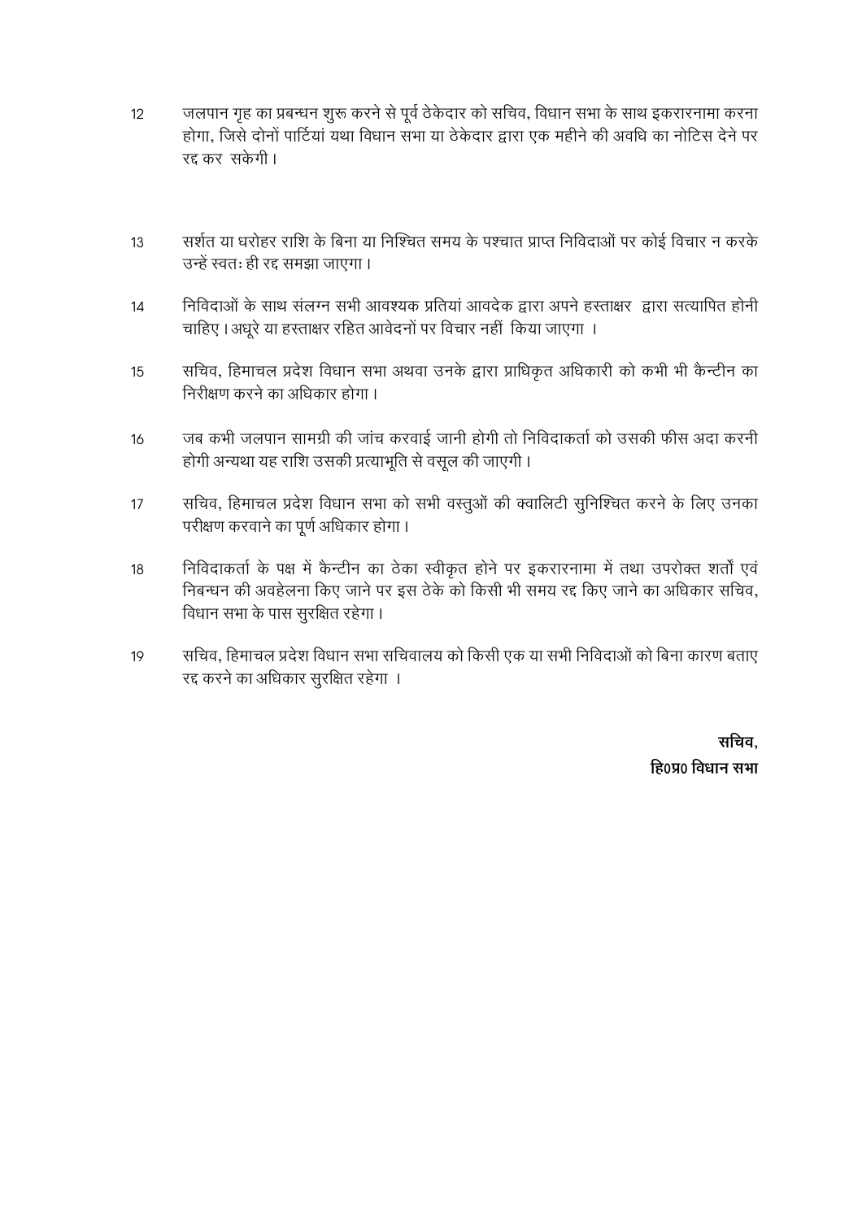12. जलपान गृह का प्रबन्धन शुरू करने से पूर्व ठेकेदार को सचिव, विधान सभा के साथ इकरारनामा करना होगा, जिसे दोनों पार्टियां यथा विधान सभा या ठेकेदार द्वारा एक महीने की अवधि का नोटिस देने पर रद्द कर सकेगी।

13. सर्शत या धरोहर राशि के बिना या निश्चित समय के पश्चात प्राप्त निविदाओं पर कोई विचार न करके उन्हें स्वतः ही रद्द समझा जाएगा।

14. निविदाओं के साथ संलग्न सभी आवश्यक प्रतियां आवदेक द्वारा अपने हस्ताक्षर द्वारा सत्यापित होनी चाहिए। अधूरे या हस्ताक्षर रहित आवेदनों पर विचार नहीं किया जाएगा ।

15. सचिव, हिमाचल प्रदेश विधान सभा अथवा उनके द्वारा प्राधिकृत अधिकारी को कभी भी कैन्टीन का निरीक्षण करने का अधिकार होगा।

16. जब कभी जलपान सामग्री की जांच करवाई जानी होगी तो निविदाकर्ता को उसकी फीस अदा करनी होगी अन्यथा यह राशि उसकी प्रत्याभूति से वसूल की जाएगी।

17. सचिव, हिमाचल प्रदेश विधान सभा को सभी वस्तुओं की क्वालिटी सुनिश्चित करने के लिए उनका परीक्षण करवाने का पूर्ण अधिकार होगा।

18. निविदाकर्ता के पक्ष में कैन्टीन का ठेका स्वीकृत होने पर इकरारनामा में तथा उपरोक्त शर्तों एवं निबन्धन की अवहेलना किए जाने पर इस ठेके को किसी भी समय रद्द किए जाने का अधिकार सचिव, विधान सभा के पास सुरक्षित रहेगा।

19. सचिव, हिमाचल प्रदेश विधान सभा सचिवालय को किसी एक या सभी निविदाओं को बिना कारण बताए रद्द करने का अधिकार सुरक्षित रहेगा ।

**सचिव,**
**हि0प्र0 विधान सभा**